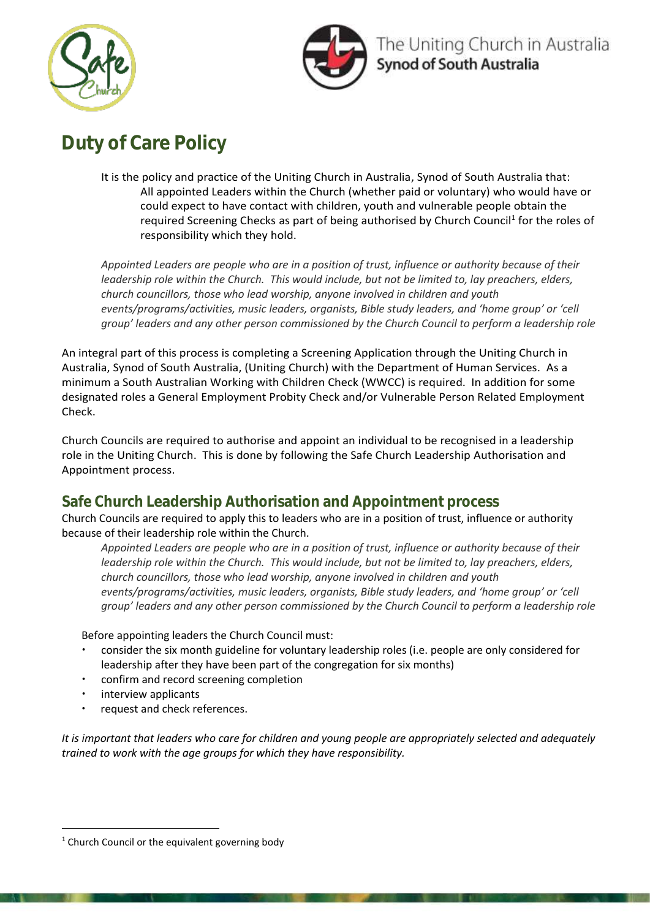# Duty of Care Policy

It is the policy and practice of the Uniting Church in Australia, Synod of South Australia that:

> All appointed Leaders within the Church (whether paid or voluntary) who would have or could expect to have contact with children, youth and vulnerable people obtain the required Screening Checks as part of being authorised by Church Council[1] for the roles of responsibility which they hold.

*Appointed Leaders are people who are in a position of trust, influence or authority because of their leadership role within the Church. This would include, but not be limited to, lay preachers, elders, church councillors, those who lead worship, anyone involved in children and youth events/programs/activities, music leaders, organists, Bible study leaders, and 'home group' or 'cell group' leaders and any other person commissioned by the Church Council to perform a leadership role*

An integral part of this process is completing a Screening Application through the Uniting Church in Australia, Synod of South Australia, (Uniting Church) with the Department of Human Services. As a minimum a South Australian Working with Children Check (WWCC) is required. In addition for some designated roles a General Employment Probity Check and/or Vulnerable Person Related Employment Check.

Church Councils are required to authorise and appoint an individual to be recognised in a leadership role in the Uniting Church. This is done by following the Safe Church Leadership Authorisation and Appointment process.

## Safe Church Leadership Authorisation and Appointment process

Church Councils are required to apply this to leaders who are in a position of trust, influence or authority because of their leadership role within the Church.

*Appointed Leaders are people who are in a position of trust, influence or authority because of their leadership role within the Church. This would include, but not be limited to, lay preachers, elders, church councillors, those who lead worship, anyone involved in children and youth events/programs/activities, music leaders, organists, Bible study leaders, and 'home group' or 'cell group' leaders and any other person commissioned by the Church Council to perform a leadership role*

Before appointing leaders the Church Council must:

- consider the six month guideline for voluntary leadership roles (i.e. people are only considered for leadership after they have been part of the congregation for six months)
- confirm and record screening completion
- interview applicants
- request and check references.

*It is important that leaders who care for children and young people are appropriately selected and adequately trained to work with the age groups for which they have responsibility.*

---

[1] Church Council or the equivalent governing body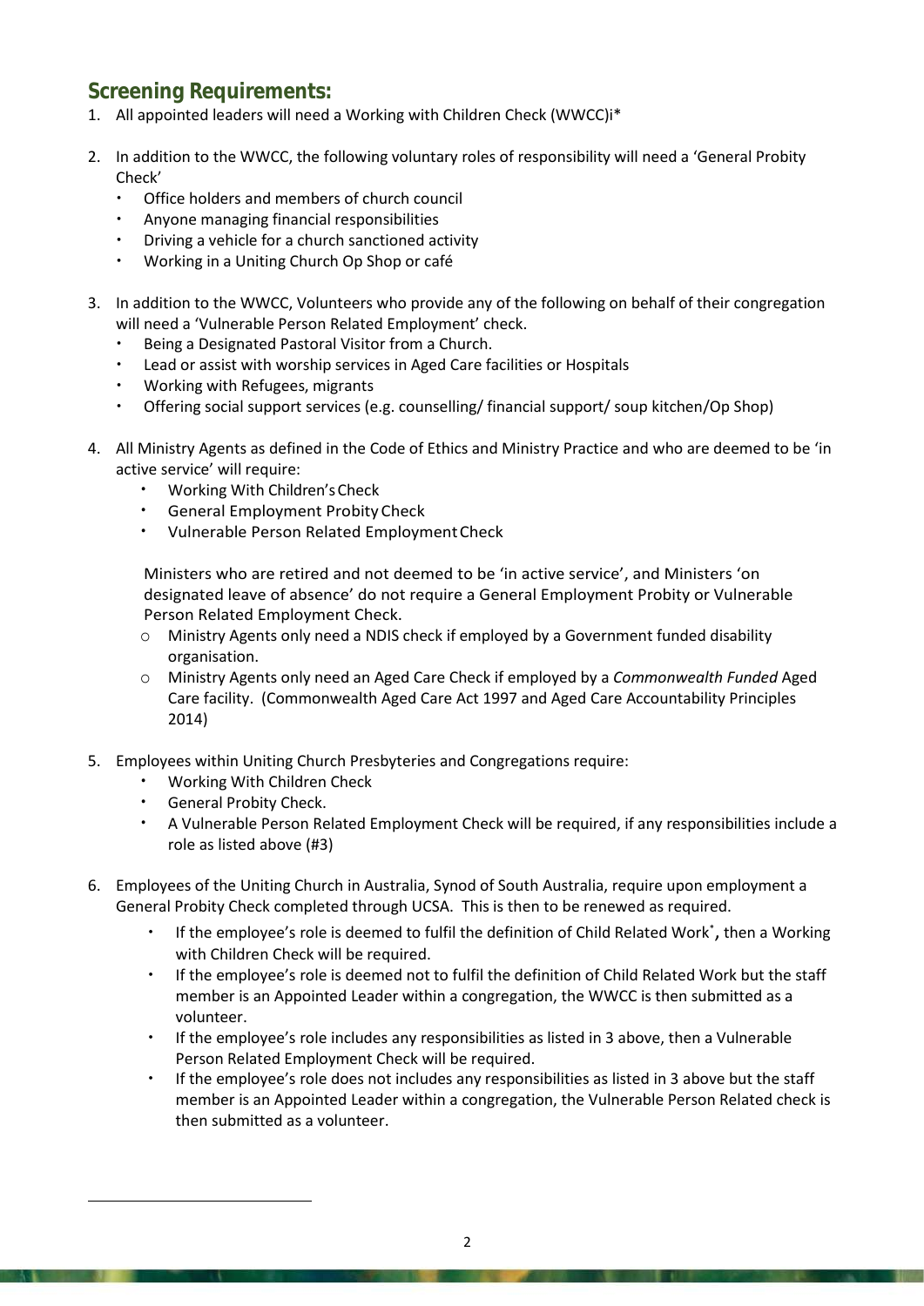## Screening Requirements:

1. All appointed leaders will need a Working with Children Check (WWCC)i*

2. In addition to the WWCC, the following voluntary roles of responsibility will need a 'General Probity Check'
   - Office holders and members of church council
   - Anyone managing financial responsibilities
   - Driving a vehicle for a church sanctioned activity
   - Working in a Uniting Church Op Shop or café

3. In addition to the WWCC, Volunteers who provide any of the following on behalf of their congregation will need a 'Vulnerable Person Related Employment' check.
   - Being a Designated Pastoral Visitor from a Church.
   - Lead or assist with worship services in Aged Care facilities or Hospitals
   - Working with Refugees, migrants
   - Offering social support services (e.g. counselling/ financial support/ soup kitchen/Op Shop)

4. All Ministry Agents as defined in the Code of Ethics and Ministry Practice and who are deemed to be 'in active service' will require:
   - Working With Children's Check
   - General Employment Probity Check
   - Vulnerable Person Related Employment Check

   Ministers who are retired and not deemed to be 'in active service', and Ministers 'on designated leave of absence' do not require a General Employment Probity or Vulnerable Person Related Employment Check.
   - Ministry Agents only need a NDIS check if employed by a Government funded disability organisation.
   - Ministry Agents only need an Aged Care Check if employed by a *Commonwealth Funded* Aged Care facility. (Commonwealth Aged Care Act 1997 and Aged Care Accountability Principles 2014)

5. Employees within Uniting Church Presbyteries and Congregations require:
   - Working With Children Check
   - General Probity Check.
   - A Vulnerable Person Related Employment Check will be required, if any responsibilities include a role as listed above (#3)

6. Employees of the Uniting Church in Australia, Synod of South Australia, require upon employment a General Probity Check completed through UCSA. This is then to be renewed as required.
   - If the employee's role is deemed to fulfil the definition of Child Related Work*, then a Working with Children Check will be required.
   - If the employee's role is deemed not to fulfil the definition of Child Related Work but the staff member is an Appointed Leader within a congregation, the WWCC is then submitted as a volunteer.
   - If the employee's role includes any responsibilities as listed in 3 above, then a Vulnerable Person Related Employment Check will be required.
   - If the employee's role does not includes any responsibilities as listed in 3 above but the staff member is an Appointed Leader within a congregation, the Vulnerable Person Related check is then submitted as a volunteer.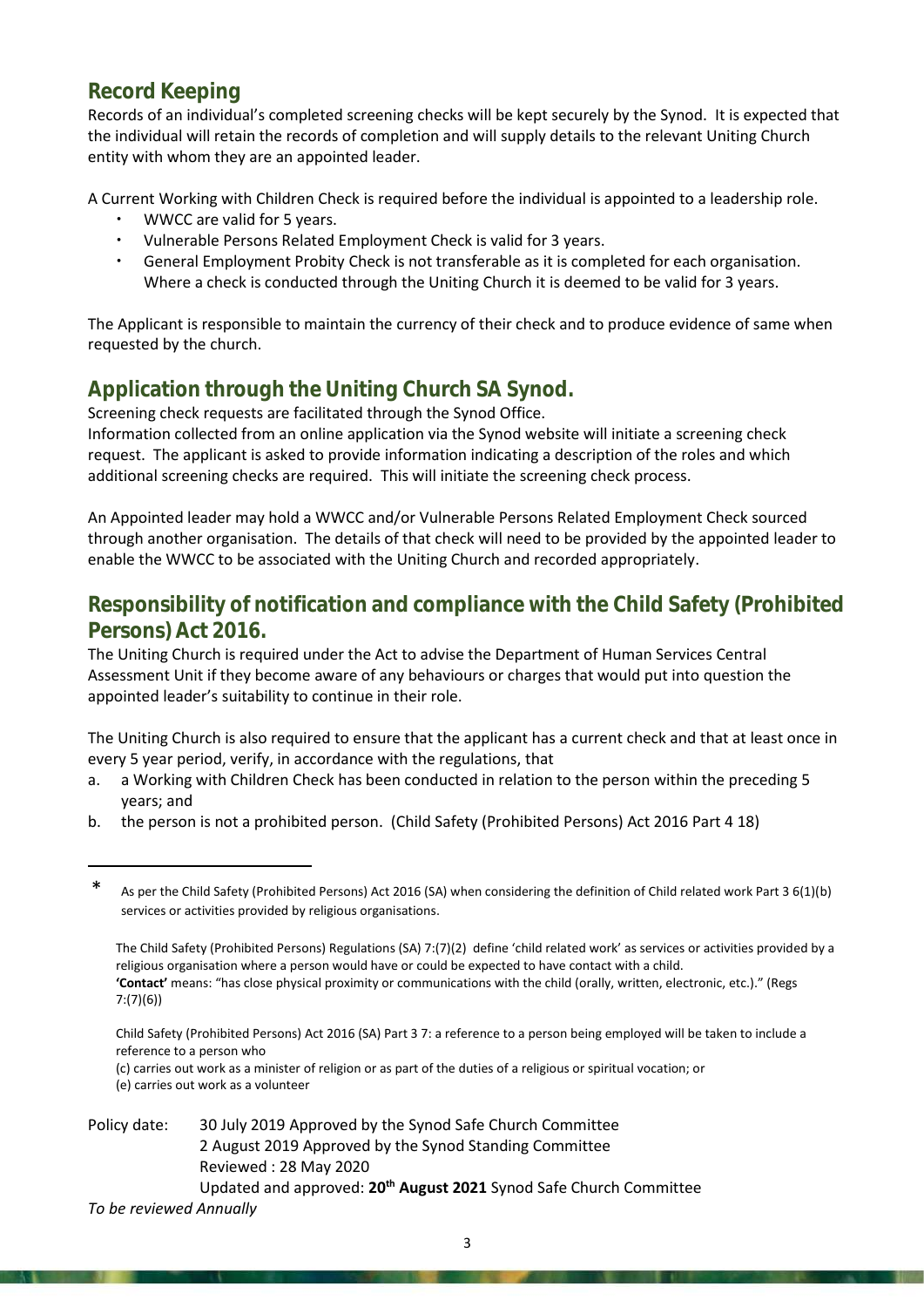## Record Keeping

Records of an individual's completed screening checks will be kept securely by the Synod. It is expected that the individual will retain the records of completion and will supply details to the relevant Uniting Church entity with whom they are an appointed leader.

A Current Working with Children Check is required before the individual is appointed to a leadership role.

- WWCC are valid for 5 years.
- Vulnerable Persons Related Employment Check is valid for 3 years.
- General Employment Probity Check is not transferable as it is completed for each organisation. Where a check is conducted through the Uniting Church it is deemed to be valid for 3 years.

The Applicant is responsible to maintain the currency of their check and to produce evidence of same when requested by the church.

## Application through the Uniting Church SA Synod.

Screening check requests are facilitated through the Synod Office.
Information collected from an online application via the Synod website will initiate a screening check request. The applicant is asked to provide information indicating a description of the roles and which additional screening checks are required. This will initiate the screening check process.

An Appointed leader may hold a WWCC and/or Vulnerable Persons Related Employment Check sourced through another organisation. The details of that check will need to be provided by the appointed leader to enable the WWCC to be associated with the Uniting Church and recorded appropriately.

## Responsibility of notification and compliance with the Child Safety (Prohibited Persons) Act 2016.

The Uniting Church is required under the Act to advise the Department of Human Services Central Assessment Unit if they become aware of any behaviours or charges that would put into question the appointed leader's suitability to continue in their role.

The Uniting Church is also required to ensure that the applicant has a current check and that at least once in every 5 year period, verify, in accordance with the regulations, that

a. a Working with Children Check has been conducted in relation to the person within the preceding 5 years; and
b. the person is not a prohibited person. (Child Safety (Prohibited Persons) Act 2016 Part 4 18)

---

* As per the Child Safety (Prohibited Persons) Act 2016 (SA) when considering the definition of Child related work Part 3 6(1)(b) services or activities provided by religious organisations.

The Child Safety (Prohibited Persons) Regulations (SA) 7:(7)(2) define 'child related work' as services or activities provided by a religious organisation where a person would have or could be expected to have contact with a child.
**'Contact'** means: "has close physical proximity or communications with the child (orally, written, electronic, etc.)." (Regs 7:(7)(6))

Child Safety (Prohibited Persons) Act 2016 (SA) Part 3 7: a reference to a person being employed will be taken to include a reference to a person who
(c) carries out work as a minister of religion or as part of the duties of a religious or spiritual vocation; or
(e) carries out work as a volunteer

Policy date: 30 July 2019 Approved by the Synod Safe Church Committee
2 August 2019 Approved by the Synod Standing Committee
Reviewed : 28 May 2020
Updated and approved: **20th August 2021** Synod Safe Church Committee

*To be reviewed Annually*